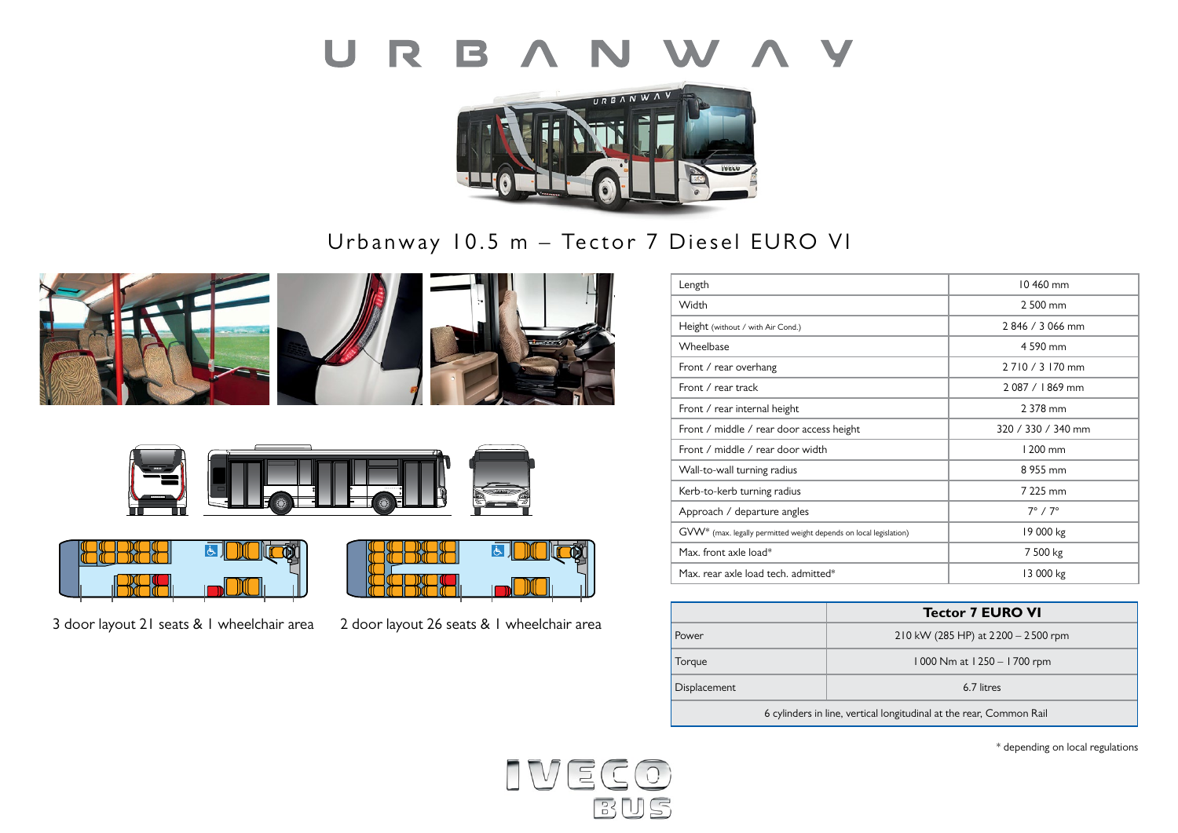# URBANWAY

## Urbanway 10.5 m – Tector 7 Diesel EURO VI

3 door layout 21 seats & 1 wheelchair area

2 door layout 26 seats & 1 wheelchair area

| Length | 10 460 mm |
|---|---|
| Width | 2 500 mm |
| Height (without / with Air Cond.) | 2 846 / 3 066 mm |
| Wheelbase | 4 590 mm |
| Front / rear overhang | 2 710 / 3 170 mm |
| Front / rear track | 2 087 / 1 869 mm |
| Front / rear internal height | 2 378 mm |
| Front / middle / rear door access height | 320 / 330 / 340 mm |
| Front / middle / rear door width | 1 200 mm |
| Wall-to-wall turning radius | 8 955 mm |
| Kerb-to-kerb turning radius | 7 225 mm |
| Approach / departure angles | 7° / 7° |
| GVW* (max. legally permitted weight depends on local legislation) | 19 000 kg |
| Max. front axle load* | 7 500 kg |
| Max. rear axle load tech. admitted* | 13 000 kg |

| | **Tector 7 EURO VI** |
|---|---|
| Power | 210 kW (285 HP) at 2200 – 2500 rpm |
| Torque | 1 000 Nm at 1 250 – 1 700 rpm |
| Displacement | 6.7 litres |
| 6 cylinders in line, vertical longitudinal at the rear, Common Rail | |

\* depending on local regulations

IVECO BUS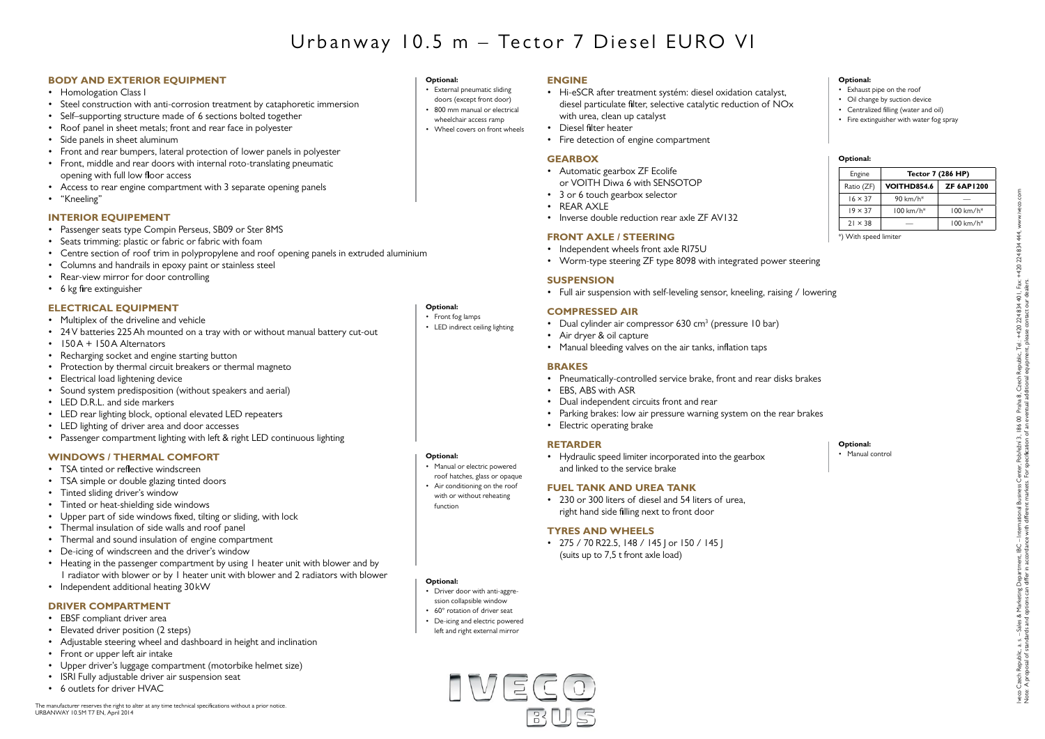# Urbanway 10.5 m – Tector 7 Diesel EURO VI

## BODY AND EXTERIOR EQUIPMENT

- Homologation Class I
- Steel construction with anti-corrosion treatment by cataphoretic immersion
- Self–supporting structure made of 6 sections bolted together
- Roof panel in sheet metals; front and rear face in polyester
- Side panels in sheet aluminum
- Front and rear bumpers, lateral protection of lower panels in polyester
- Front, middle and rear doors with internal roto-translating pneumatic opening with full low floor access
- Access to rear engine compartment with 3 separate opening panels
- "Kneeling"

**Optional:**
- External pneumatic sliding doors (except front door)
- 800 mm manual or electrical wheelchair access ramp
- Wheel covers on front wheels

## INTERIOR EQUIPEMENT

- Passenger seats type Compin Perseus, SB09 or Ster 8MS
- Seats trimming: plastic or fabric or fabric with foam
- Centre section of roof trim in polypropylene and roof opening panels in extruded aluminium
- Columns and handrails in epoxy paint or stainless steel
- Rear-view mirror for door controlling
- 6 kg fire extinguisher

## ELECTRICAL EQUIPMENT

- Multiplex of the driveline and vehicle
- 24 V batteries 225 Ah mounted on a tray with or without manual battery cut-out
- 150 A + 150 A Alternators
- Recharging socket and engine starting button
- Protection by thermal circuit breakers or thermal magneto
- Electrical load lightening device
- Sound system predisposition (without speakers and aerial)
- LED D.R.L. and side markers
- LED rear lighting block, optional elevated LED repeaters
- LED lighting of driver area and door accesses
- Passenger compartment lighting with left & right LED continuous lighting

**Optional:**
- Front fog lamps
- LED indirect ceiling lighting

## WINDOWS / THERMAL COMFORT

- TSA tinted or reflective windscreen
- TSA simple or double glazing tinted doors
- Tinted sliding driver's window
- Tinted or heat-shielding side windows
- Upper part of side windows fixed, tilting or sliding, with lock
- Thermal insulation of side walls and roof panel
- Thermal and sound insulation of engine compartment
- De-icing of windscreen and the driver's window
- Heating in the passenger compartment by using 1 heater unit with blower and by 1 radiator with blower or by 1 heater unit with blower and 2 radiators with blower
- Independent additional heating 30 kW

**Optional:**
- Manual or electric powered roof hatches, glass or opaque
- Air conditioning on the roof with or without reheating function

## DRIVER COMPARTMENT

- EBSF compliant driver area
- Elevated driver position (2 steps)
- Adjustable steering wheel and dashboard in height and inclination
- Front or upper left air intake
- Upper driver's luggage compartment (motorbike helmet size)
- ISRI Fully adjustable driver air suspension seat
- 6 outlets for driver HVAC

**Optional:**
- Driver door with anti-aggression collapsible window
- 60° rotation of driver seat
- De-icing and electric powered left and right external mirror

## ENGINE

- Hi-eSCR after treatment systém: diesel oxidation catalyst, diesel particulate filter, selective catalytic reduction of NOx with urea, clean up catalyst
- Diesel filter heater
- Fire detection of engine compartment

**Optional:**
- Exhaust pipe on the roof
- Oil change by suction device
- Centralized filling (water and oil)
- Fire extinguisher with water fog spray

## GEARBOX

- Automatic gearbox ZF Ecolife or VOITH Diwa 6 with SENSOTOP
- 3 or 6 touch gearbox selector
- REAR AXLE
- Inverse double reduction rear axle ZF AV132

**Optional:**

| Engine | Tector 7 (286 HP) | |
|---|---|---|
| Ratio (ZF) | VOITHD854.6 | ZF 6AP1200 |
| 16 × 37 | 90 km/h* | — |
| 19 × 37 | 100 km/h* | 100 km/h* |
| 21 × 38 | — | 100 km/h* |

*) With speed limiter

## FRONT AXLE / STEERING

- Independent wheels front axle RI75U
- Worm-type steering ZF type 8098 with integrated power steering

## SUSPENSION

- Full air suspension with self-leveling sensor, kneeling, raising / lowering

## COMPRESSED AIR

- Dual cylinder air compressor 630 cm$^3$ (pressure 10 bar)
- Air dryer & oil capture
- Manual bleeding valves on the air tanks, inflation taps

## BRAKES

- Pneumatically-controlled service brake, front and rear disks brakes
- EBS, ABS with ASR
- Dual independent circuits front and rear
- Parking brakes: low air pressure warning system on the rear brakes
- Electric operating brake

## RETARDER

- Hydraulic speed limiter incorporated into the gearbox and linked to the service brake

**Optional:**
- Manual control

## FUEL TANK AND UREA TANK

- 230 or 300 liters of diesel and 54 liters of urea, right hand side filling next to front door

## TYRES AND WHEELS

- 275 / 70 R22.5, 148 / 145 J or 150 / 145 J (suits up to 7,5 t front axle load)

The manufacturer reserves the right to alter at any time technical specifications without a prior notice.
URBANWAY 10.5M T7 EN, April 2014

IVECO BUS

Iveco Czech Republic, a. s. – Sales & Marketing Department, IBC – International Business Center, Pobřežní 3, 186 00 Praha 8, Czech Republic, Tel.: +420 224 834 401, Fax: +420 224 834 444, www.iveco.com
Note: A proposal of standards and options can differ in accordance with different markets. For specification of an eventual additional equipment, please contact our dealers.